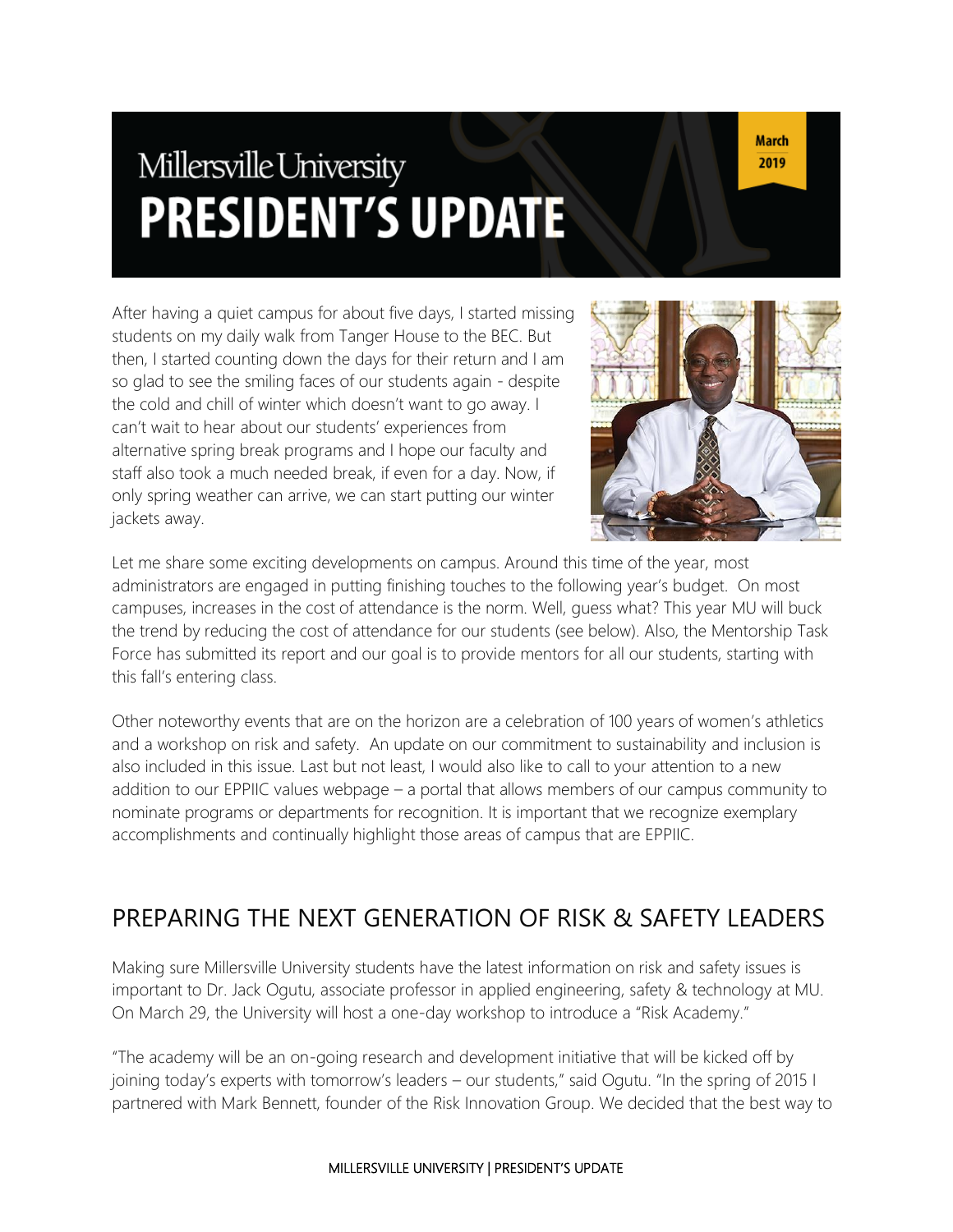# Millersville University PRESIDENT'S UPDATE

March 2019

After having a quiet campus for about five days, I started missing students on my daily walk from Tanger House to the BEC. But then, I started counting down the days for their return and I am so glad to see the smiling faces of our students again - despite the cold and chill of winter which doesn't want to go away. I can't wait to hear about our students' experiences from alternative spring break programs and I hope our faculty and staff also took a much needed break, if even for a day. Now, if only spring weather can arrive, we can start putting our winter jackets away.

Let me share some exciting developments on campus. Around this time of the year, most administrators are engaged in putting finishing touches to the following year's budget. On most campuses, increases in the cost of attendance is the norm. Well, guess what? This year MU will buck the trend by reducing the cost of attendance for our students (see below). Also, the Mentorship Task Force has submitted its report and our goal is to provide mentors for all our students, starting with this fall's entering class.

Other noteworthy events that are on the horizon are a celebration of 100 years of women's athletics and a workshop on risk and safety. An update on our commitment to sustainability and inclusion is also included in this issue. Last but not least, I would also like to call to your attention to a new addition to our EPPIIC values webpage – a portal that allows members of our campus community to nominate programs or departments for recognition. It is important that we recognize exemplary accomplishments and continually highlight those areas of campus that are EPPIIC.

## PREPARING THE NEXT GENERATION OF RISK & SAFETY LEADERS

Making sure Millersville University students have the latest information on risk and safety issues is important to Dr. Jack Ogutu, associate professor in applied engineering, safety & technology at MU. On March 29, the University will host a one-day workshop to introduce a "Risk Academy."

"The academy will be an on-going research and development initiative that will be kicked off by joining today's experts with tomorrow's leaders – our students," said Ogutu. "In the spring of 2015 I partnered with Mark Bennett, founder of the Risk Innovation Group. We decided that the best way to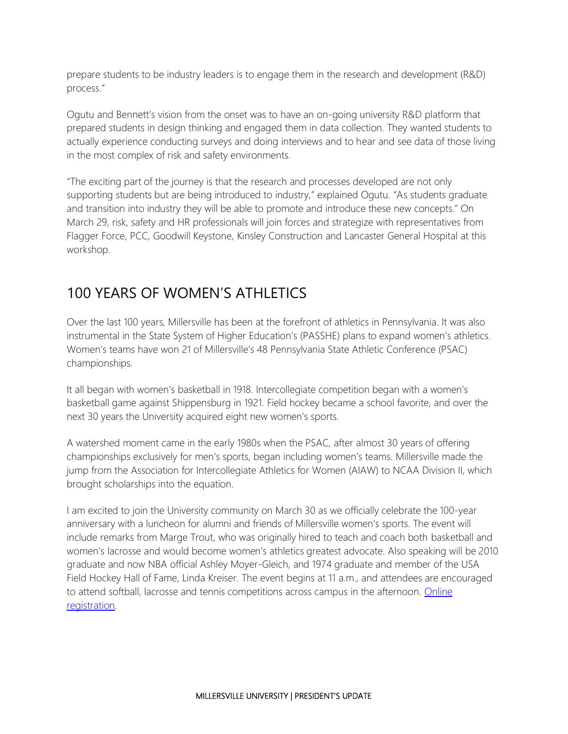prepare students to be industry leaders is to engage them in the research and development (R&D) process."

Ogutu and Bennett's vision from the onset was to have an on-going university R&D platform that prepared students in design thinking and engaged them in data collection. They wanted students to actually experience conducting surveys and doing interviews and to hear and see data of those living in the most complex of risk and safety environments.

"The exciting part of the journey is that the research and processes developed are not only supporting students but are being introduced to industry," explained Ogutu. "As students graduate and transition into industry they will be able to promote and introduce these new concepts." On March 29, risk, safety and HR professionals will join forces and strategize with representatives from Flagger Force, PCC, Goodwill Keystone, Kinsley Construction and Lancaster General Hospital at this workshop.

## 100 YEARS OF WOMEN'S ATHLETICS

Over the last 100 years, Millersville has been at the forefront of athletics in Pennsylvania. It was also instrumental in the State System of Higher Education's (PASSHE) plans to expand women's athletics. Women's teams have won 21 of Millersville's 48 Pennsylvania State Athletic Conference (PSAC) championships.

It all began with women's basketball in 1918. Intercollegiate competition began with a women's basketball game against Shippensburg in 1921. Field hockey became a school favorite, and over the next 30 years the University acquired eight new women's sports.

A watershed moment came in the early 1980s when the PSAC, after almost 30 years of offering championships exclusively for men's sports, began including women's teams. Millersville made the jump from the Association for Intercollegiate Athletics for Women (AIAW) to NCAA Division II, which brought scholarships into the equation.

I am excited to join the University community on March 30 as we officially celebrate the 100-year anniversary with a luncheon for alumni and friends of Millersville women's sports. The event will include remarks from Marge Trout, who was originally hired to teach and coach both basketball and women's lacrosse and would become women's athletics greatest advocate. Also speaking will be 2010 graduate and now NBA official Ashley Moyer-Gleich, and 1974 graduate and member of the USA Field Hockey Hall of Fame, Linda Kreiser. The event begins at 11 a.m., and attendees are encouraged to attend softball, lacrosse and tennis competitions across campus in the afternoon. Online registration.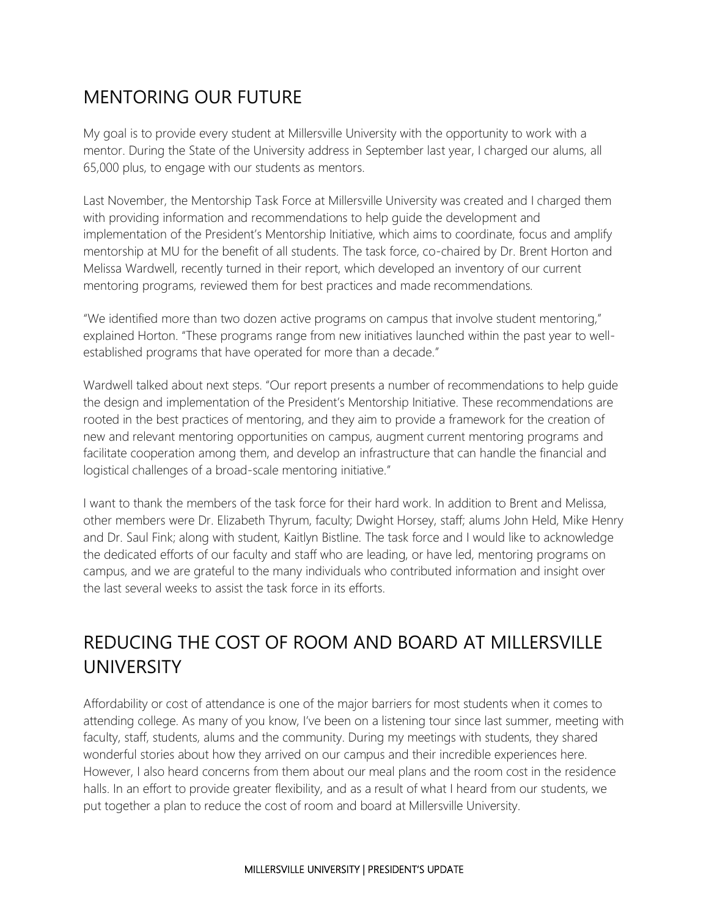## MENTORING OUR FUTURE

My goal is to provide every student at Millersville University with the opportunity to work with a mentor. During the State of the University address in September last year, I charged our alums, all 65,000 plus, to engage with our students as mentors.

Last November, the Mentorship Task Force at Millersville University was created and I charged them with providing information and recommendations to help guide the development and implementation of the President's Mentorship Initiative, which aims to coordinate, focus and amplify mentorship at MU for the benefit of all students. The task force, co-chaired by Dr. Brent Horton and Melissa Wardwell, recently turned in their report, which developed an inventory of our current mentoring programs, reviewed them for best practices and made recommendations.

"We identified more than two dozen active programs on campus that involve student mentoring," explained Horton. "These programs range from new initiatives launched within the past year to well-established programs that have operated for more than a decade."

Wardwell talked about next steps. "Our report presents a number of recommendations to help guide the design and implementation of the President's Mentorship Initiative. These recommendations are rooted in the best practices of mentoring, and they aim to provide a framework for the creation of new and relevant mentoring opportunities on campus, augment current mentoring programs and facilitate cooperation among them, and develop an infrastructure that can handle the financial and logistical challenges of a broad-scale mentoring initiative."

I want to thank the members of the task force for their hard work. In addition to Brent and Melissa, other members were Dr. Elizabeth Thyrum, faculty; Dwight Horsey, staff; alums John Held, Mike Henry and Dr. Saul Fink; along with student, Kaitlyn Bistline. The task force and I would like to acknowledge the dedicated efforts of our faculty and staff who are leading, or have led, mentoring programs on campus, and we are grateful to the many individuals who contributed information and insight over the last several weeks to assist the task force in its efforts.

## REDUCING THE COST OF ROOM AND BOARD AT MILLERSVILLE UNIVERSITY

Affordability or cost of attendance is one of the major barriers for most students when it comes to attending college. As many of you know, I've been on a listening tour since last summer, meeting with faculty, staff, students, alums and the community. During my meetings with students, they shared wonderful stories about how they arrived on our campus and their incredible experiences here. However, I also heard concerns from them about our meal plans and the room cost in the residence halls. In an effort to provide greater flexibility, and as a result of what I heard from our students, we put together a plan to reduce the cost of room and board at Millersville University.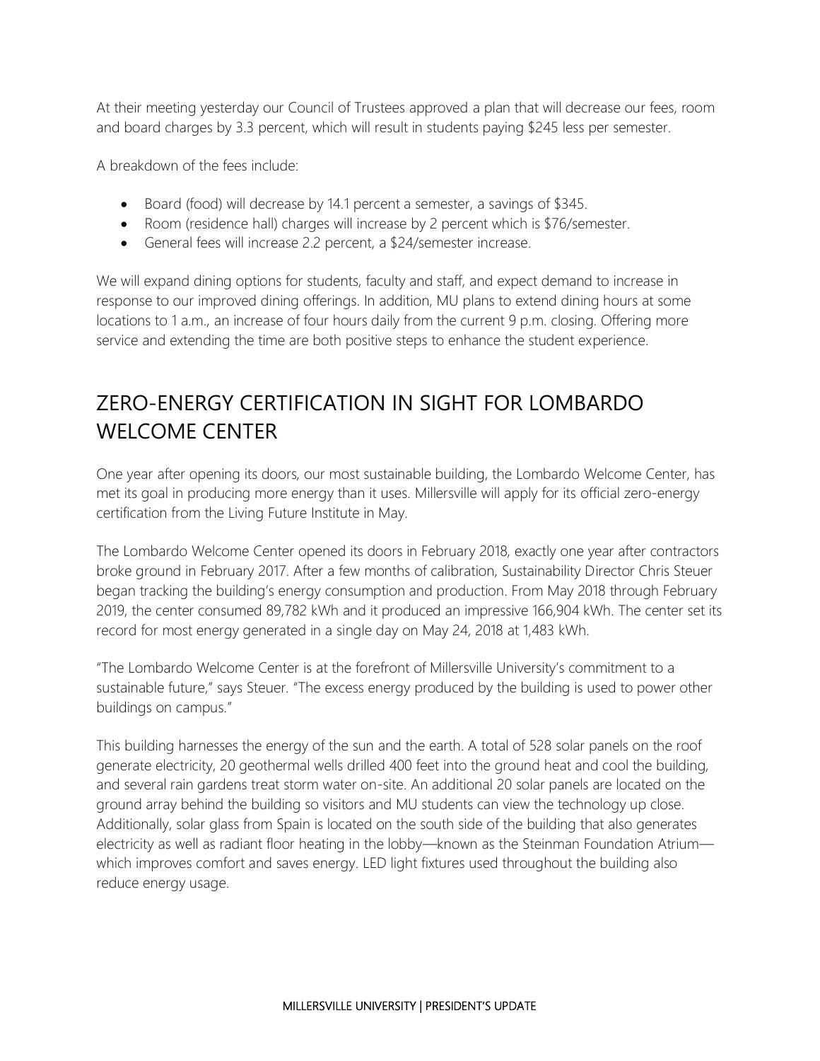At their meeting yesterday our Council of Trustees approved a plan that will decrease our fees, room and board charges by 3.3 percent, which will result in students paying $245 less per semester.

A breakdown of the fees include:

- Board (food) will decrease by 14.1 percent a semester, a savings of $345.
- Room (residence hall) charges will increase by 2 percent which is $76/semester.
- General fees will increase 2.2 percent, a $24/semester increase.

We will expand dining options for students, faculty and staff, and expect demand to increase in response to our improved dining offerings. In addition, MU plans to extend dining hours at some locations to 1 a.m., an increase of four hours daily from the current 9 p.m. closing. Offering more service and extending the time are both positive steps to enhance the student experience.

## ZERO-ENERGY CERTIFICATION IN SIGHT FOR LOMBARDO WELCOME CENTER

One year after opening its doors, our most sustainable building, the Lombardo Welcome Center, has met its goal in producing more energy than it uses. Millersville will apply for its official zero-energy certification from the Living Future Institute in May.

The Lombardo Welcome Center opened its doors in February 2018, exactly one year after contractors broke ground in February 2017. After a few months of calibration, Sustainability Director Chris Steuer began tracking the building's energy consumption and production. From May 2018 through February 2019, the center consumed 89,782 kWh and it produced an impressive 166,904 kWh. The center set its record for most energy generated in a single day on May 24, 2018 at 1,483 kWh.

"The Lombardo Welcome Center is at the forefront of Millersville University's commitment to a sustainable future," says Steuer. "The excess energy produced by the building is used to power other buildings on campus."

This building harnesses the energy of the sun and the earth. A total of 528 solar panels on the roof generate electricity, 20 geothermal wells drilled 400 feet into the ground heat and cool the building, and several rain gardens treat storm water on-site. An additional 20 solar panels are located on the ground array behind the building so visitors and MU students can view the technology up close. Additionally, solar glass from Spain is located on the south side of the building that also generates electricity as well as radiant floor heating in the lobby—known as the Steinman Foundation Atrium—which improves comfort and saves energy. LED light fixtures used throughout the building also reduce energy usage.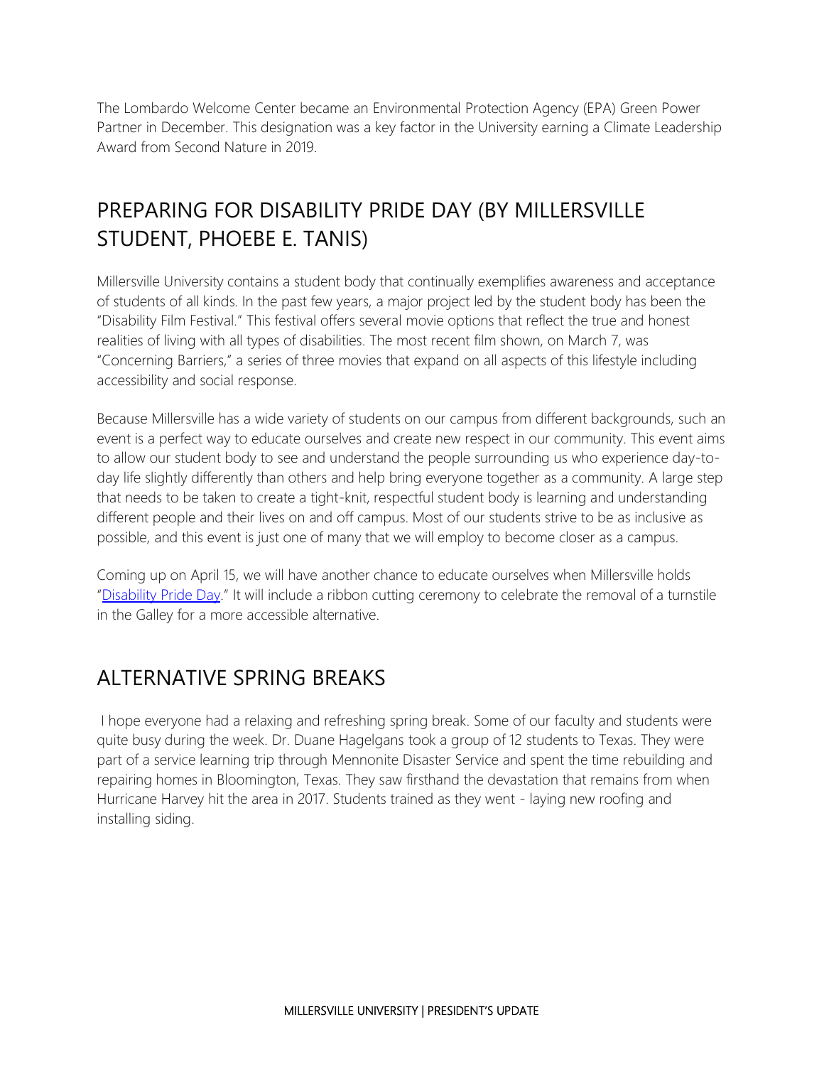The Lombardo Welcome Center became an Environmental Protection Agency (EPA) Green Power Partner in December. This designation was a key factor in the University earning a Climate Leadership Award from Second Nature in 2019.

## PREPARING FOR DISABILITY PRIDE DAY (BY MILLERSVILLE STUDENT, PHOEBE E. TANIS)

Millersville University contains a student body that continually exemplifies awareness and acceptance of students of all kinds. In the past few years, a major project led by the student body has been the "Disability Film Festival." This festival offers several movie options that reflect the true and honest realities of living with all types of disabilities. The most recent film shown, on March 7, was "Concerning Barriers," a series of three movies that expand on all aspects of this lifestyle including accessibility and social response.

Because Millersville has a wide variety of students on our campus from different backgrounds, such an event is a perfect way to educate ourselves and create new respect in our community. This event aims to allow our student body to see and understand the people surrounding us who experience day-to-day life slightly differently than others and help bring everyone together as a community. A large step that needs to be taken to create a tight-knit, respectful student body is learning and understanding different people and their lives on and off campus. Most of our students strive to be as inclusive as possible, and this event is just one of many that we will employ to become closer as a campus.

Coming up on April 15, we will have another chance to educate ourselves when Millersville holds "Disability Pride Day." It will include a ribbon cutting ceremony to celebrate the removal of a turnstile in the Galley for a more accessible alternative.

## ALTERNATIVE SPRING BREAKS

I hope everyone had a relaxing and refreshing spring break. Some of our faculty and students were quite busy during the week. Dr. Duane Hagelgans took a group of 12 students to Texas. They were part of a service learning trip through Mennonite Disaster Service and spent the time rebuilding and repairing homes in Bloomington, Texas. They saw firsthand the devastation that remains from when Hurricane Harvey hit the area in 2017. Students trained as they went - laying new roofing and installing siding.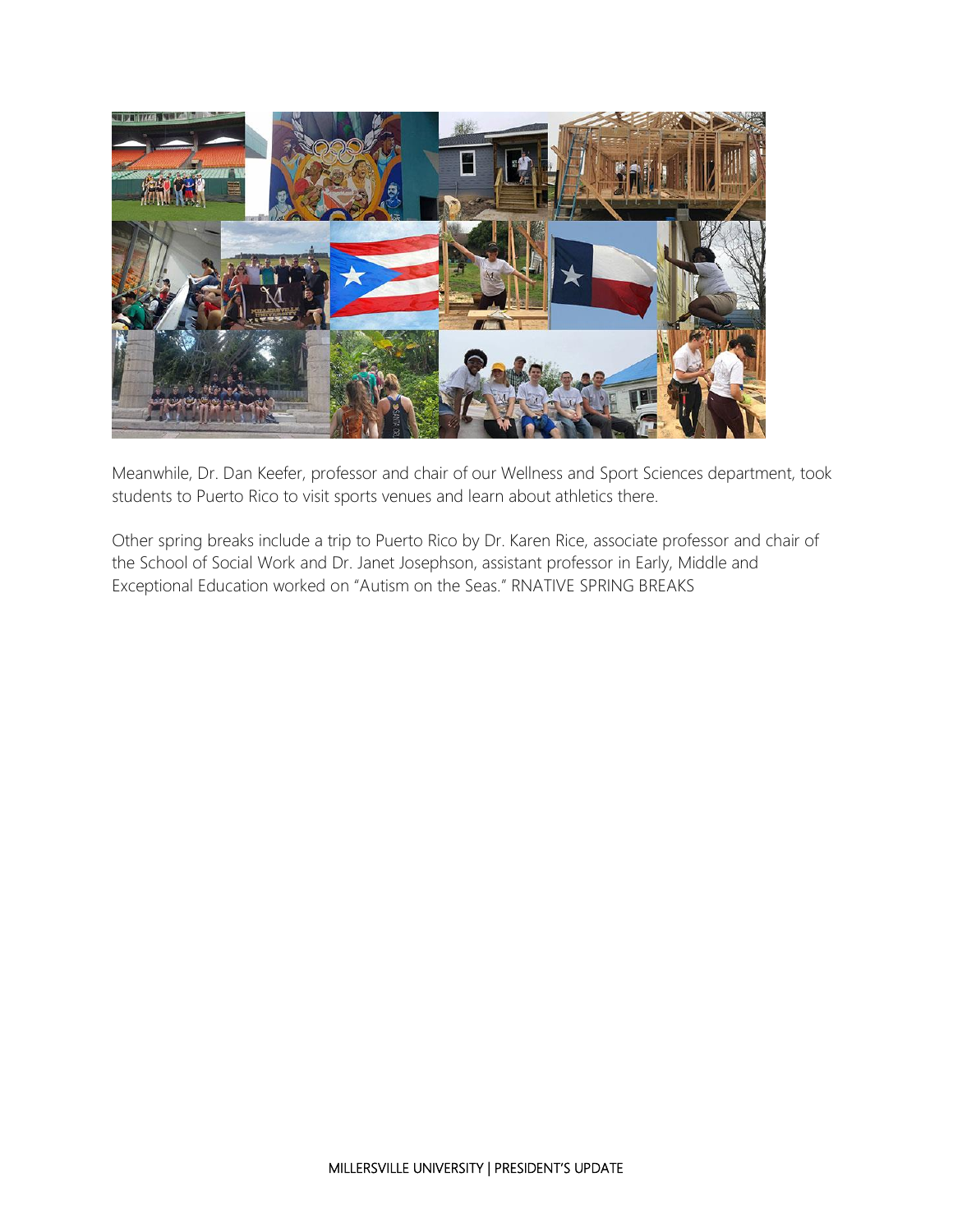Meanwhile, Dr. Dan Keefer, professor and chair of our Wellness and Sport Sciences department, took students to Puerto Rico to visit sports venues and learn about athletics there.

Other spring breaks include a trip to Puerto Rico by Dr. Karen Rice, associate professor and chair of the School of Social Work and Dr. Janet Josephson, assistant professor in Early, Middle and Exceptional Education worked on "Autism on the Seas." RNATIVE SPRING BREAKS